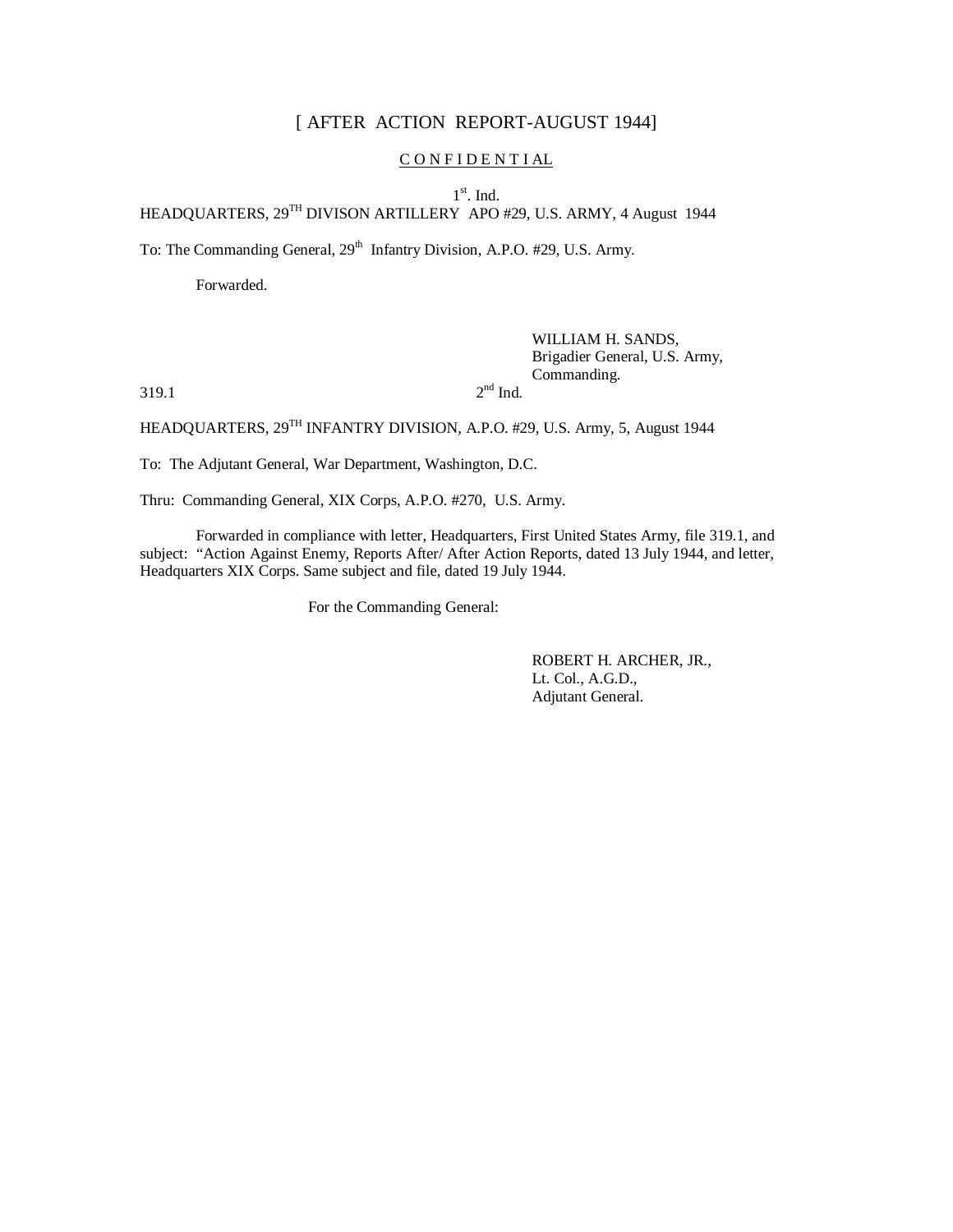# [ AFTER ACTION REPORT-AUGUST 1944]

C O N F I D E N T I A L

1st. Ind.

HEADQUARTERS, 29TH DIVISON ARTILLERY APO #29, U.S. ARMY, 4 August 1944

To: The Commanding General, 29th Infantry Division, A.P.O. #29, U.S. Army.

Forwarded.

WILLIAM H. SANDS,
Brigadier General, U.S. Army,
Commanding.

319.1 2nd Ind.

HEADQUARTERS, 29TH INFANTRY DIVISION, A.P.O. #29, U.S. Army, 5, August 1944

To: The Adjutant General, War Department, Washington, D.C.

Thru: Commanding General, XIX Corps, A.P.O. #270, U.S. Army.

Forwarded in compliance with letter, Headquarters, First United States Army, file 319.1, and subject: "Action Against Enemy, Reports After/ After Action Reports, dated 13 July 1944, and letter, Headquarters XIX Corps. Same subject and file, dated 19 July 1944.

For the Commanding General:

ROBERT H. ARCHER, JR.,
Lt. Col., A.G.D.,
Adjutant General.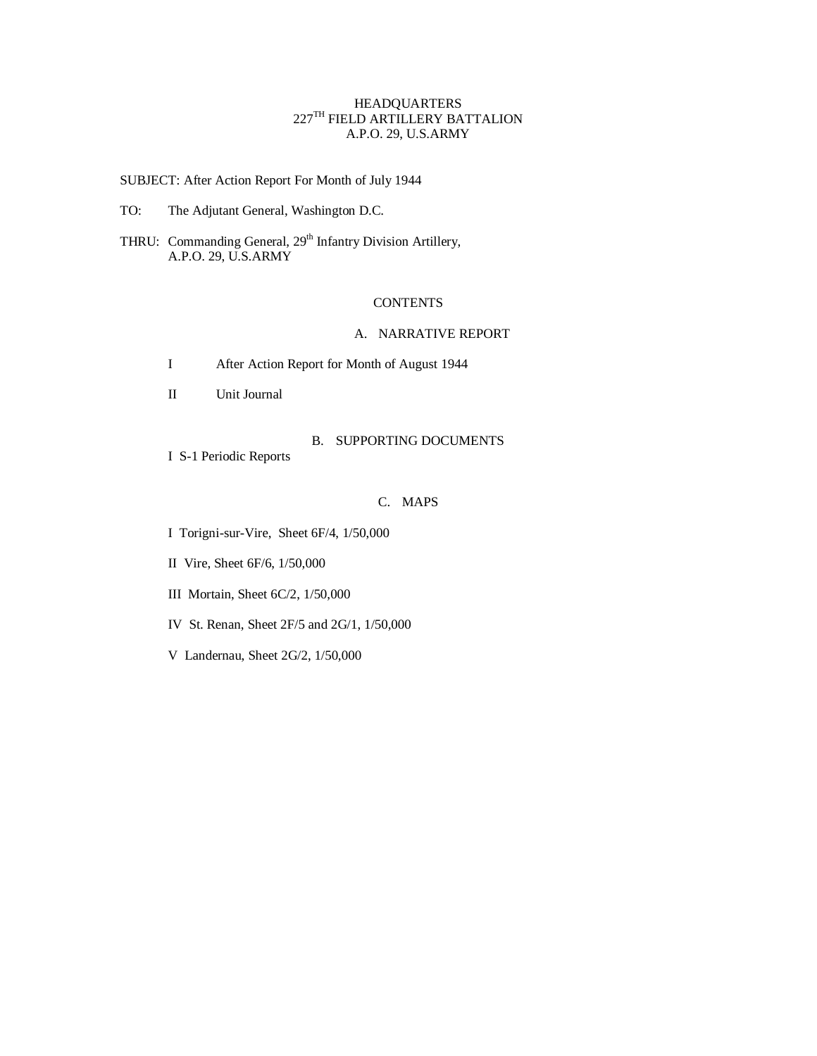HEADQUARTERS
227TH FIELD ARTILLERY BATTALION
A.P.O. 29, U.S.ARMY

SUBJECT: After Action Report For Month of July 1944

TO: The Adjutant General, Washington D.C.

THRU: Commanding General, 29th Infantry Division Artillery,
A.P.O. 29, U.S.ARMY

## CONTENTS

### A. NARRATIVE REPORT

I After Action Report for Month of August 1944

II Unit Journal

### B. SUPPORTING DOCUMENTS

I S-1 Periodic Reports

### C. MAPS

I Torigni-sur-Vire, Sheet 6F/4, 1/50,000

II Vire, Sheet 6F/6, 1/50,000

III Mortain, Sheet 6C/2, 1/50,000

IV St. Renan, Sheet 2F/5 and 2G/1, 1/50,000

V Landernau, Sheet 2G/2, 1/50,000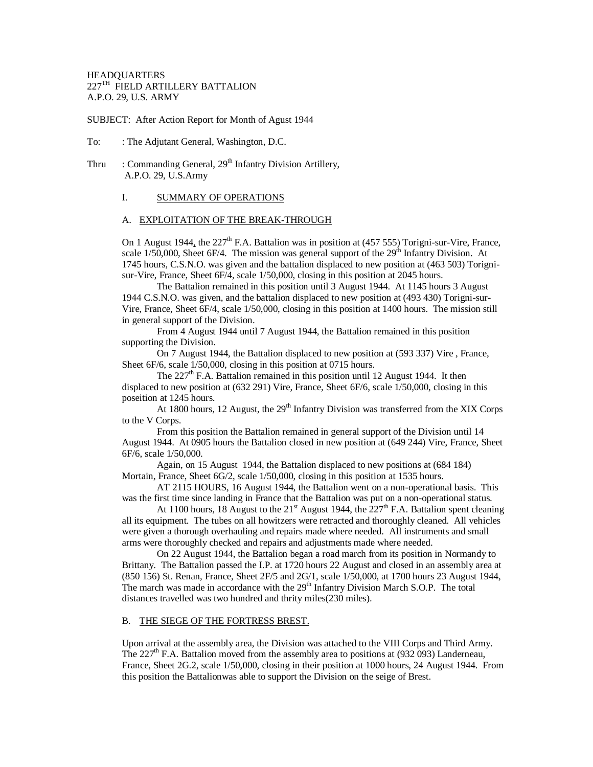HEADQUARTERS
227TH FIELD ARTILLERY BATTALION
A.P.O. 29, U.S. ARMY

SUBJECT: After Action Report for Month of Agust 1944

To: : The Adjutant General, Washington, D.C.

Thru : Commanding General, 29th Infantry Division Artillery, A.P.O. 29, U.S.Army

## I. SUMMARY OF OPERATIONS

### A. EXPLOITATION OF THE BREAK-THROUGH

On 1 August 1944, the 227th F.A. Battalion was in position at (457 555) Torigni-sur-Vire, France, scale 1/50,000, Sheet 6F/4. The mission was general support of the 29th Infantry Division. At 1745 hours, C.S.N.O. was given and the battalion displaced to new position at (463 503) Torigni-sur-Vire, France, Sheet 6F/4, scale 1/50,000, closing in this position at 2045 hours.

The Battalion remained in this position until 3 August 1944. At 1145 hours 3 August 1944 C.S.N.O. was given, and the battalion displaced to new position at (493 430) Torigni-sur-Vire, France, Sheet 6F/4, scale 1/50,000, closing in this position at 1400 hours. The mission still in general support of the Division.

From 4 August 1944 until 7 August 1944, the Battalion remained in this position supporting the Division.

On 7 August 1944, the Battalion displaced to new position at (593 337) Vire , France, Sheet 6F/6, scale 1/50,000, closing in this position at 0715 hours.

The 227th F.A. Battalion remained in this position until 12 August 1944. It then displaced to new position at (632 291) Vire, France, Sheet 6F/6, scale 1/50,000, closing in this poseition at 1245 hours.

At 1800 hours, 12 August, the 29th Infantry Division was transferred from the XIX Corps to the V Corps.

From this position the Battalion remained in general support of the Division until 14 August 1944. At 0905 hours the Battalion closed in new position at (649 244) Vire, France, Sheet 6F/6, scale 1/50,000.

Again, on 15 August 1944, the Battalion displaced to new positions at (684 184) Mortain, France, Sheet 6G/2, scale 1/50,000, closing in this position at 1535 hours.

AT 2115 HOURS, 16 August 1944, the Battalion went on a non-operational basis. This was the first time since landing in France that the Battalion was put on a non-operational status.

At 1100 hours, 18 August to the 21st August 1944, the 227th F.A. Battalion spent cleaning all its equipment. The tubes on all howitzers were retracted and thoroughly cleaned. All vehicles were given a thorough overhauling and repairs made where needed. All instruments and small arms were thoroughly checked and repairs and adjustments made where needed.

On 22 August 1944, the Battalion began a road march from its position in Normandy to Brittany. The Battalion passed the I.P. at 1720 hours 22 August and closed in an assembly area at (850 156) St. Renan, France, Sheet 2F/5 and 2G/1, scale 1/50,000, at 1700 hours 23 August 1944, The march was made in accordance with the 29th Infantry Division March S.O.P. The total distances travelled was two hundred and thrity miles(230 miles).

### B. THE SIEGE OF THE FORTRESS BREST.

Upon arrival at the assembly area, the Division was attached to the VIII Corps and Third Army. The 227th F.A. Battalion moved from the assembly area to positions at (932 093) Landerneau, France, Sheet 2G.2, scale 1/50,000, closing in their position at 1000 hours, 24 August 1944. From this position the Battalionwas able to support the Division on the seige of Brest.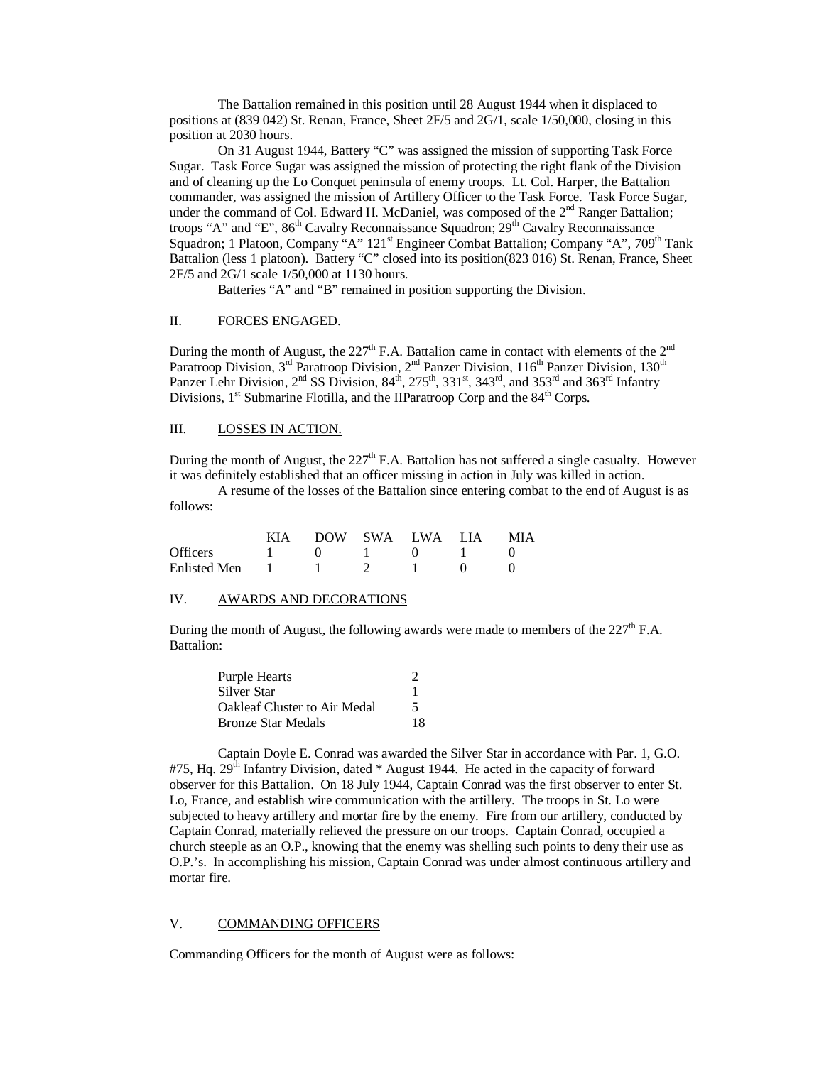The Battalion remained in this position until 28 August 1944 when it displaced to positions at (839 042) St. Renan, France, Sheet 2F/5 and 2G/1, scale 1/50,000, closing in this position at 2030 hours.

On 31 August 1944, Battery "C" was assigned the mission of supporting Task Force Sugar. Task Force Sugar was assigned the mission of protecting the right flank of the Division and of cleaning up the Lo Conquet peninsula of enemy troops. Lt. Col. Harper, the Battalion commander, was assigned the mission of Artillery Officer to the Task Force. Task Force Sugar, under the command of Col. Edward H. McDaniel, was composed of the 2nd Ranger Battalion; troops "A" and "E", 86th Cavalry Reconnaissance Squadron; 29th Cavalry Reconnaissance Squadron; 1 Platoon, Company "A" 121st Engineer Combat Battalion; Company "A", 709th Tank Battalion (less 1 platoon). Battery "C" closed into its position(823 016) St. Renan, France, Sheet 2F/5 and 2G/1 scale 1/50,000 at 1130 hours.

Batteries "A" and "B" remained in position supporting the Division.

## II. FORCES ENGAGED.

During the month of August, the 227th F.A. Battalion came in contact with elements of the 2nd Paratroop Division, 3rd Paratroop Division, 2nd Panzer Division, 116th Panzer Division, 130th Panzer Lehr Division, 2nd SS Division, 84th, 275th, 331st, 343rd, and 353rd and 363rd Infantry Divisions, 1st Submarine Flotilla, and the IIParatroop Corp and the 84th Corps.

## III. LOSSES IN ACTION.

During the month of August, the 227th F.A. Battalion has not suffered a single casualty. However it was definitely established that an officer missing in action in July was killed in action.

A resume of the losses of the Battalion since entering combat to the end of August is as follows:

| | KIA | DOW | SWA | LWA | LIA | MIA |
|---|---|---|---|---|---|---|
| Officers | 1 | 0 | 1 | 0 | 1 | 0 |
| Enlisted Men | 1 | 1 | 2 | 1 | 0 | 0 |

## IV. AWARDS AND DECORATIONS

During the month of August, the following awards were made to members of the 227th F.A. Battalion:

| | |
|---|---|
| Purple Hearts | 2 |
| Silver Star | 1 |
| Oakleaf Cluster to Air Medal | 5 |
| Bronze Star Medals | 18 |

Captain Doyle E. Conrad was awarded the Silver Star in accordance with Par. 1, G.O. #75, Hq. 29th Infantry Division, dated * August 1944. He acted in the capacity of forward observer for this Battalion. On 18 July 1944, Captain Conrad was the first observer to enter St. Lo, France, and establish wire communication with the artillery. The troops in St. Lo were subjected to heavy artillery and mortar fire by the enemy. Fire from our artillery, conducted by Captain Conrad, materially relieved the pressure on our troops. Captain Conrad, occupied a church steeple as an O.P., knowing that the enemy was shelling such points to deny their use as O.P.'s. In accomplishing his mission, Captain Conrad was under almost continuous artillery and mortar fire.

## V. COMMANDING OFFICERS

Commanding Officers for the month of August were as follows: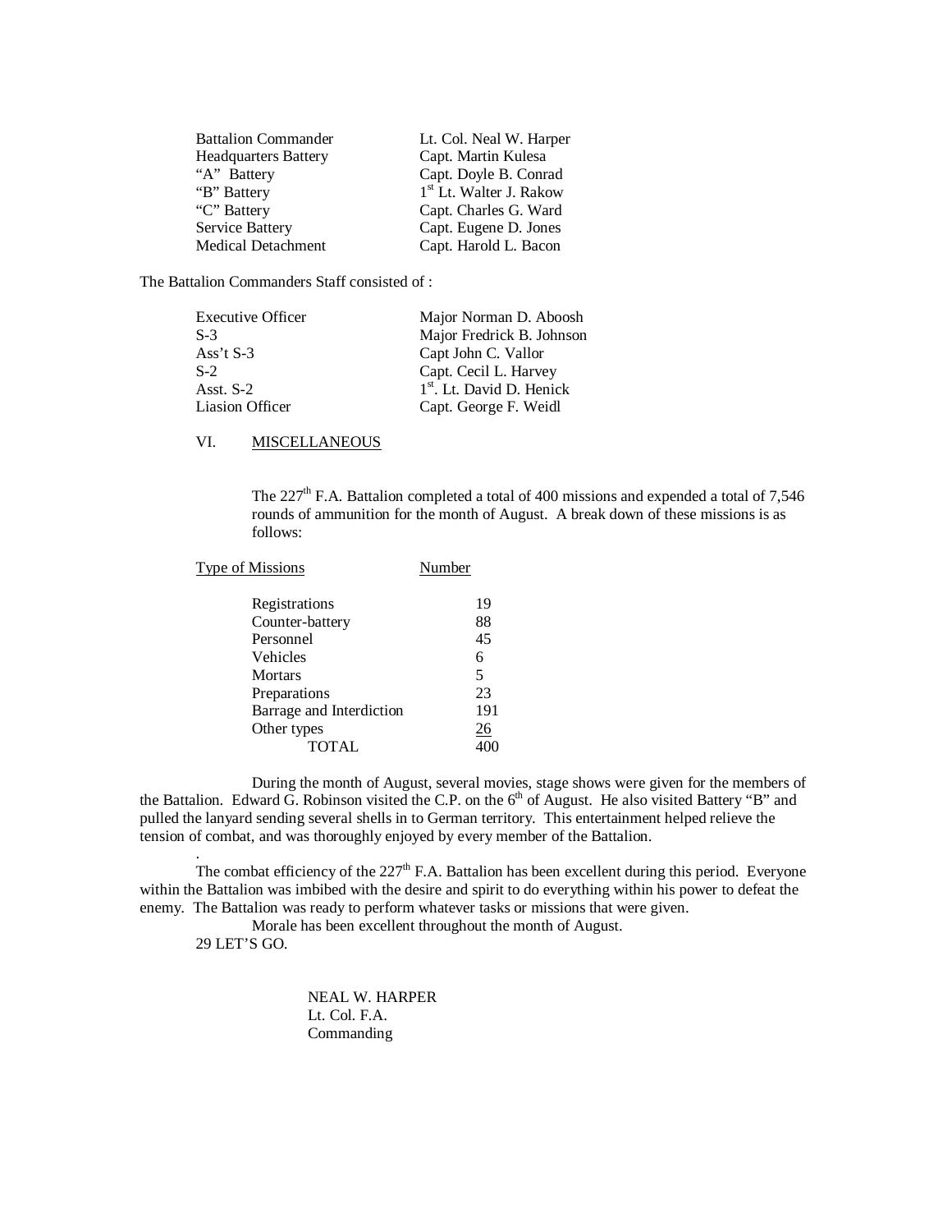| | |
|---|---|
| Battalion Commander | Lt. Col. Neal W. Harper |
| Headquarters Battery | Capt. Martin Kulesa |
| “A” Battery | Capt. Doyle B. Conrad |
| “B” Battery | 1st Lt. Walter J. Rakow |
| “C” Battery | Capt. Charles G. Ward |
| Service Battery | Capt. Eugene D. Jones |
| Medical Detachment | Capt. Harold L. Bacon |

The Battalion Commanders Staff consisted of :

| | |
|---|---|
| Executive Officer | Major Norman D. Aboosh |
| S-3 | Major Fredrick B. Johnson |
| Ass’t S-3 | Capt John C. Vallor |
| S-2 | Capt. Cecil L. Harvey |
| Asst. S-2 | 1st. Lt. David D. Henick |
| Liasion Officer | Capt. George F. Weidl |

## VI. MISCELLANEOUS

The 227th F.A. Battalion completed a total of 400 missions and expended a total of 7,546 rounds of ammunition for the month of August. A break down of these missions is as follows:

| Type of Missions | Number |
|---|---|
| Registrations | 19 |
| Counter-battery | 88 |
| Personnel | 45 |
| Vehicles | 6 |
| Mortars | 5 |
| Preparations | 23 |
| Barrage and Interdiction | 191 |
| Other types | 26 |
| TOTAL | 400 |

During the month of August, several movies, stage shows were given for the members of the Battalion. Edward G. Robinson visited the C.P. on the 6th of August. He also visited Battery “B” and pulled the lanyard sending several shells in to German territory. This entertainment helped relieve the tension of combat, and was thoroughly enjoyed by every member of the Battalion.

The combat efficiency of the 227th F.A. Battalion has been excellent during this period. Everyone within the Battalion was imbibed with the desire and spirit to do everything within his power to defeat the enemy. The Battalion was ready to perform whatever tasks or missions that were given.

Morale has been excellent throughout the month of August.

29 LET’S GO.

NEAL W. HARPER
Lt. Col. F.A.
Commanding